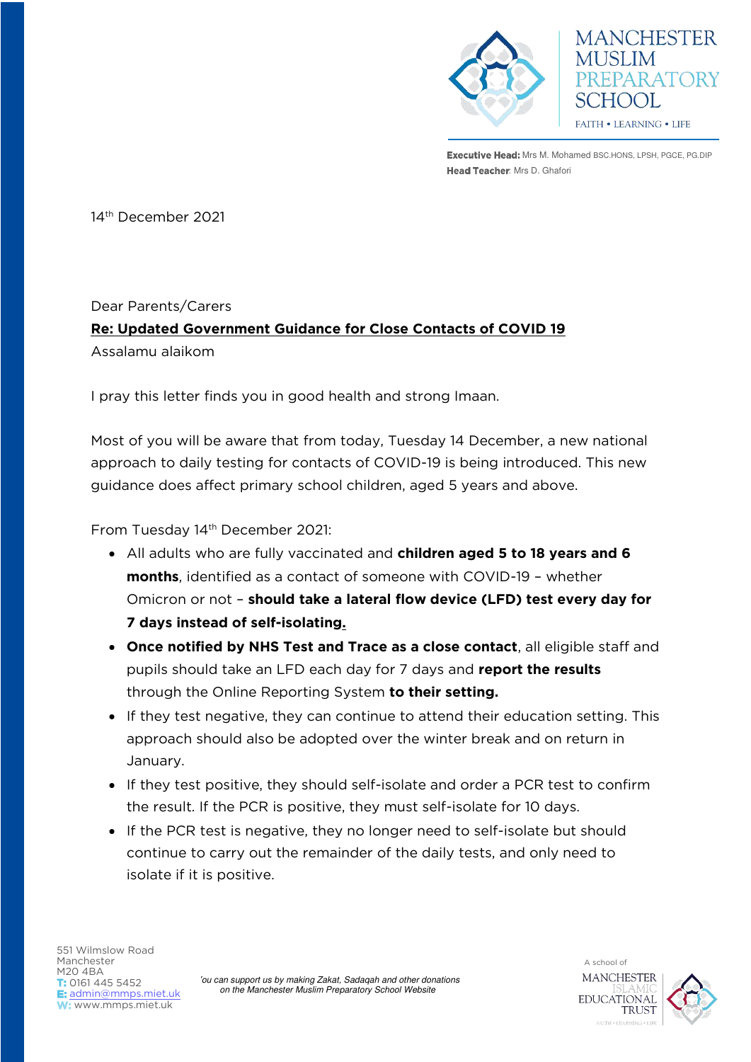MANCHESTER MUSLIM PREPARATORY SCHOOL

FAITH • LEARNING • LIFE

**Executive Head:** Mrs M. Mohamed BSC.HONS, LPSH, PGCE, PG.DIP
**Head Teacher**: Mrs D. Ghafori

14th December 2021

Dear Parents/Carers

**Re: Updated Government Guidance for Close Contacts of COVID 19**

Assalamu alaikom

I pray this letter finds you in good health and strong Imaan.

Most of you will be aware that from today, Tuesday 14 December, a new national approach to daily testing for contacts of COVID-19 is being introduced. This new guidance does affect primary school children, aged 5 years and above.

From Tuesday 14th December 2021:

- All adults who are fully vaccinated and **children aged 5 to 18 years and 6 months**, identified as a contact of someone with COVID-19 – whether Omicron or not – **should take a lateral flow device (LFD) test every day for 7 days instead of self-isolating.**
- **Once notified by NHS Test and Trace as a close contact**, all eligible staff and pupils should take an LFD each day for 7 days and **report the results** through the Online Reporting System **to their setting.**
- If they test negative, they can continue to attend their education setting. This approach should also be adopted over the winter break and on return in January.
- If they test positive, they should self-isolate and order a PCR test to confirm the result. If the PCR is positive, they must self-isolate for 10 days.
- If the PCR test is negative, they no longer need to self-isolate but should continue to carry out the remainder of the daily tests, and only need to isolate if it is positive.

551 Wilmslow Road
Manchester
M20 4BA
T: 0161 445 5452
E: admin@mmps.miet.uk
W: www.mmps.miet.uk

*You can support us by making Zakat, Sadaqah and other donations on the Manchester Muslim Preparatory School Website*

A school of MANCHESTER ISLAMIC EDUCATIONAL TRUST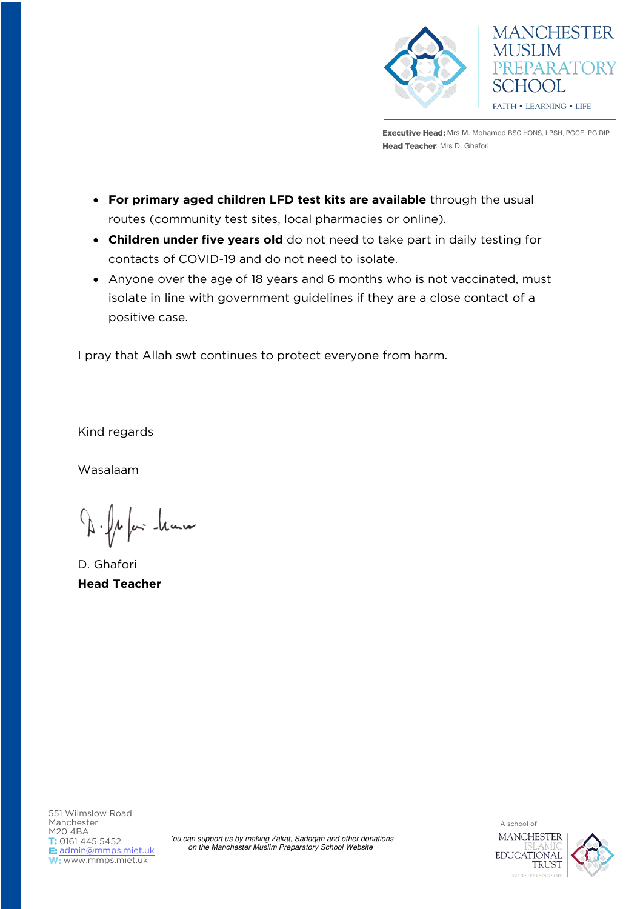- **For primary aged children LFD test kits are available** through the usual routes (community test sites, local pharmacies or online).
- **Children under five years old** do not need to take part in daily testing for contacts of COVID-19 and do not need to isolate.
- Anyone over the age of 18 years and 6 months who is not vaccinated, must isolate in line with government guidelines if they are a close contact of a positive case.

I pray that Allah swt continues to protect everyone from harm.

Kind regards

Wasalaam

D. Ghafori
**Head Teacher**